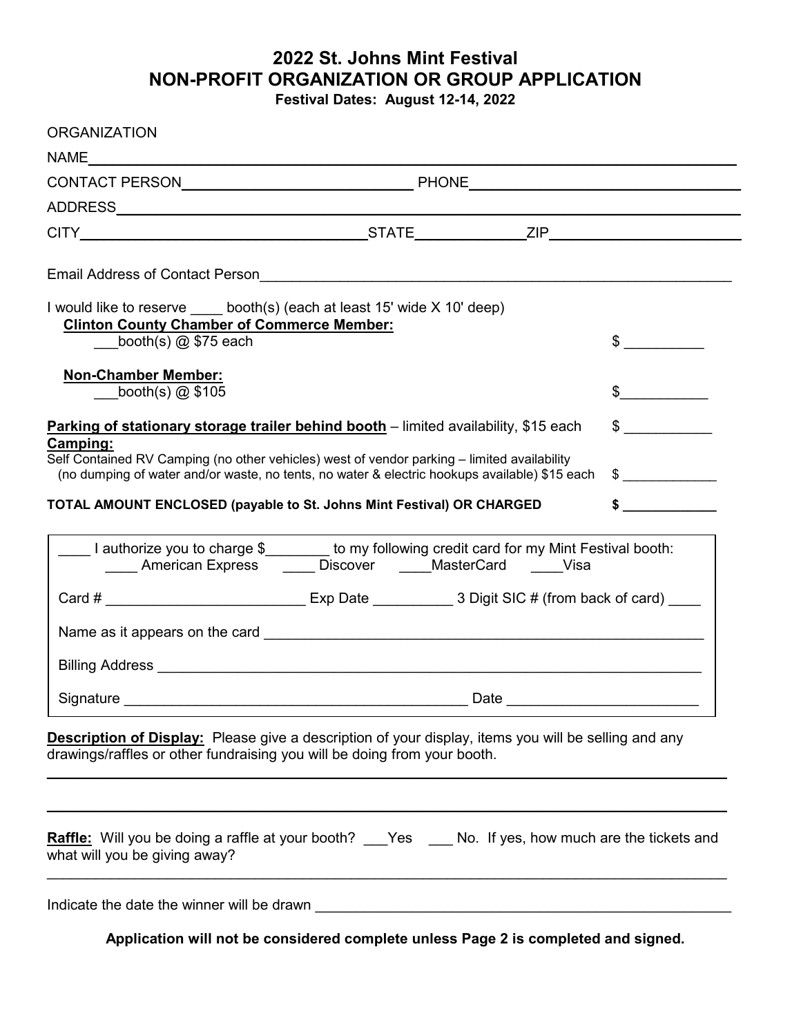# 2022 St. Johns Mint Festival
## NON-PROFIT ORGANIZATION OR GROUP APPLICATION
**Festival Dates: August 12-14, 2022**

ORGANIZATION
NAME________________________________________________________________________

CONTACT PERSON____________________________ PHONE________________________________

ADDRESS______________________________________________________________________

CITY____________________________________STATE_____________ZIP______________________

Email Address of Contact Person______________________________________________________

I would like to reserve ____ booth(s) (each at least 15' wide X 10' deep)

**Clinton County Chamber of Commerce Member:**
___booth(s) @ $75 each $ __________

**Non-Chamber Member:**
___booth(s) @ $105 $___________

**Parking of stationary storage trailer behind booth** – limited availability, $15 each $ ___________

**Camping:**
Self Contained RV Camping (no other vehicles) west of vendor parking – limited availability
(no dumping of water and/or waste, no tents, no water & electric hookups available) $15 each $ ____________

**TOTAL AMOUNT ENCLOSED (payable to St. Johns Mint Festival) OR CHARGED $ ____________**

____ I authorize you to charge $________ to my following credit card for my Mint Festival booth:
____ American Express ____ Discover ____MasterCard ____Visa

Card # ________________________ Exp Date __________ 3 Digit SIC # (from back of card) ____

Name as it appears on the card ________________________________________________________

Billing Address _____________________________________________________________________

Signature ___________________________________________ Date ______________________

**Description of Display:** Please give a description of your display, items you will be selling and any drawings/raffles or other fundraising you will be doing from your booth.

_____________________________________________________________________________________

_____________________________________________________________________________________

**Raffle:** Will you be doing a raffle at your booth? ___Yes ___ No. If yes, how much are the tickets and what will you be giving away?

_____________________________________________________________________________________

Indicate the date the winner will be drawn ___________________________________________________

**Application will not be considered complete unless Page 2 is completed and signed.**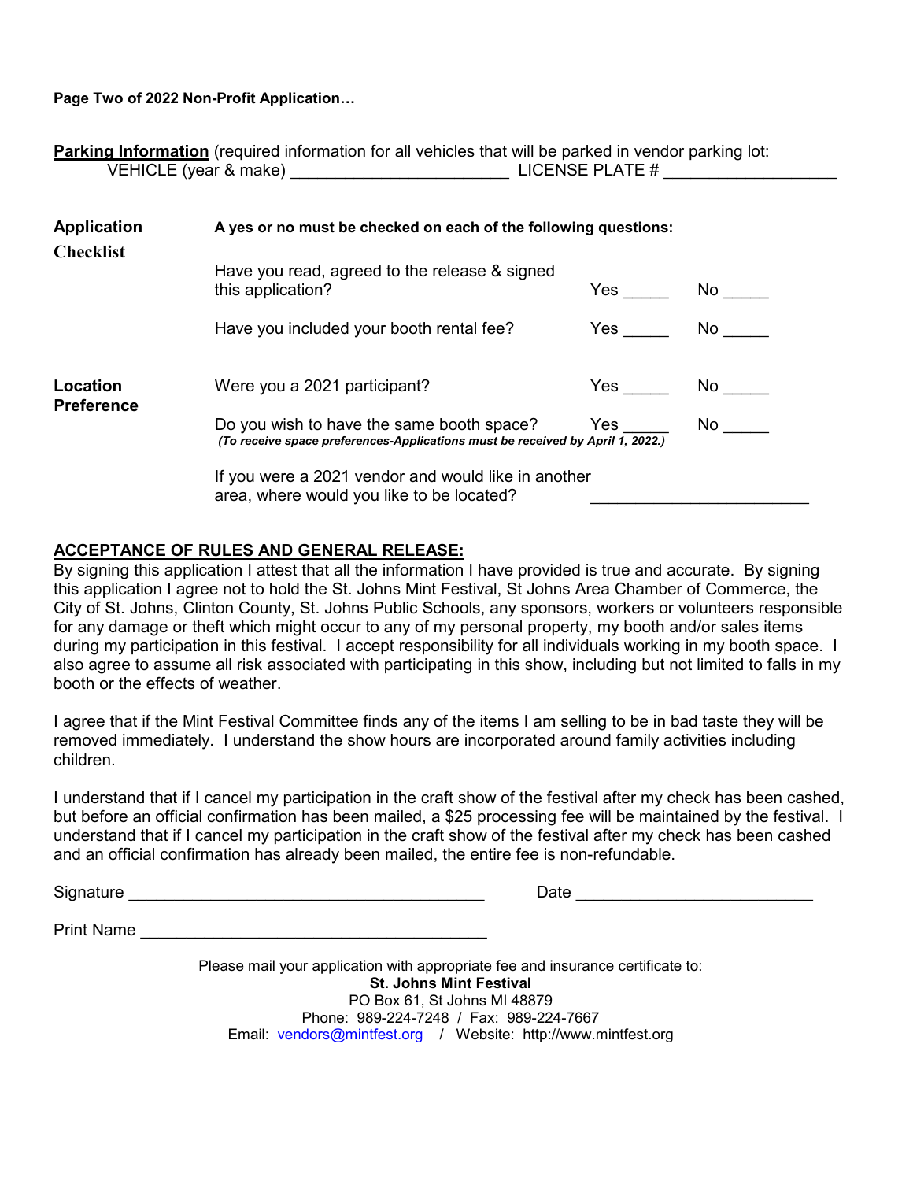**Page Two of 2022 Non-Profit Application…**

**Parking Information** (required information for all vehicles that will be parked in vendor parking lot:
VEHICLE (year & make) ________________________ LICENSE PLATE # ___________________

| | | | |
|---|---|---|---|
| **Application Checklist** | **A yes or no must be checked on each of the following questions:** | | |
| | Have you read, agreed to the release & signed this application? | Yes _____ | No _____ |
| | Have you included your booth rental fee? | Yes _____ | No _____ |
| **Location Preference** | Were you a 2021 participant? | Yes _____ | No _____ |
| | Do you wish to have the same booth space? *(To receive space preferences-Applications must be received by April 1, 2022.)* | Yes _____ | No _____ |
| | If you were a 2021 vendor and would like in another area, where would you like to be located? | ________________________ | |

**ACCEPTANCE OF RULES AND GENERAL RELEASE:**

By signing this application I attest that all the information I have provided is true and accurate. By signing this application I agree not to hold the St. Johns Mint Festival, St Johns Area Chamber of Commerce, the City of St. Johns, Clinton County, St. Johns Public Schools, any sponsors, workers or volunteers responsible for any damage or theft which might occur to any of my personal property, my booth and/or sales items during my participation in this festival. I accept responsibility for all individuals working in my booth space. I also agree to assume all risk associated with participating in this show, including but not limited to falls in my booth or the effects of weather.

I agree that if the Mint Festival Committee finds any of the items I am selling to be in bad taste they will be removed immediately. I understand the show hours are incorporated around family activities including children.

I understand that if I cancel my participation in the craft show of the festival after my check has been cashed, but before an official confirmation has been mailed, a $25 processing fee will be maintained by the festival. I understand that if I cancel my participation in the craft show of the festival after my check has been cashed and an official confirmation has already been mailed, the entire fee is non-refundable.

Signature _______________________________________ Date __________________________

Print Name ______________________________________

Please mail your application with appropriate fee and insurance certificate to:
**St. Johns Mint Festival**
PO Box 61, St Johns MI 48879
Phone: 989-224-7248 / Fax: 989-224-7667
Email: vendors@mintfest.org / Website: http://www.mintfest.org